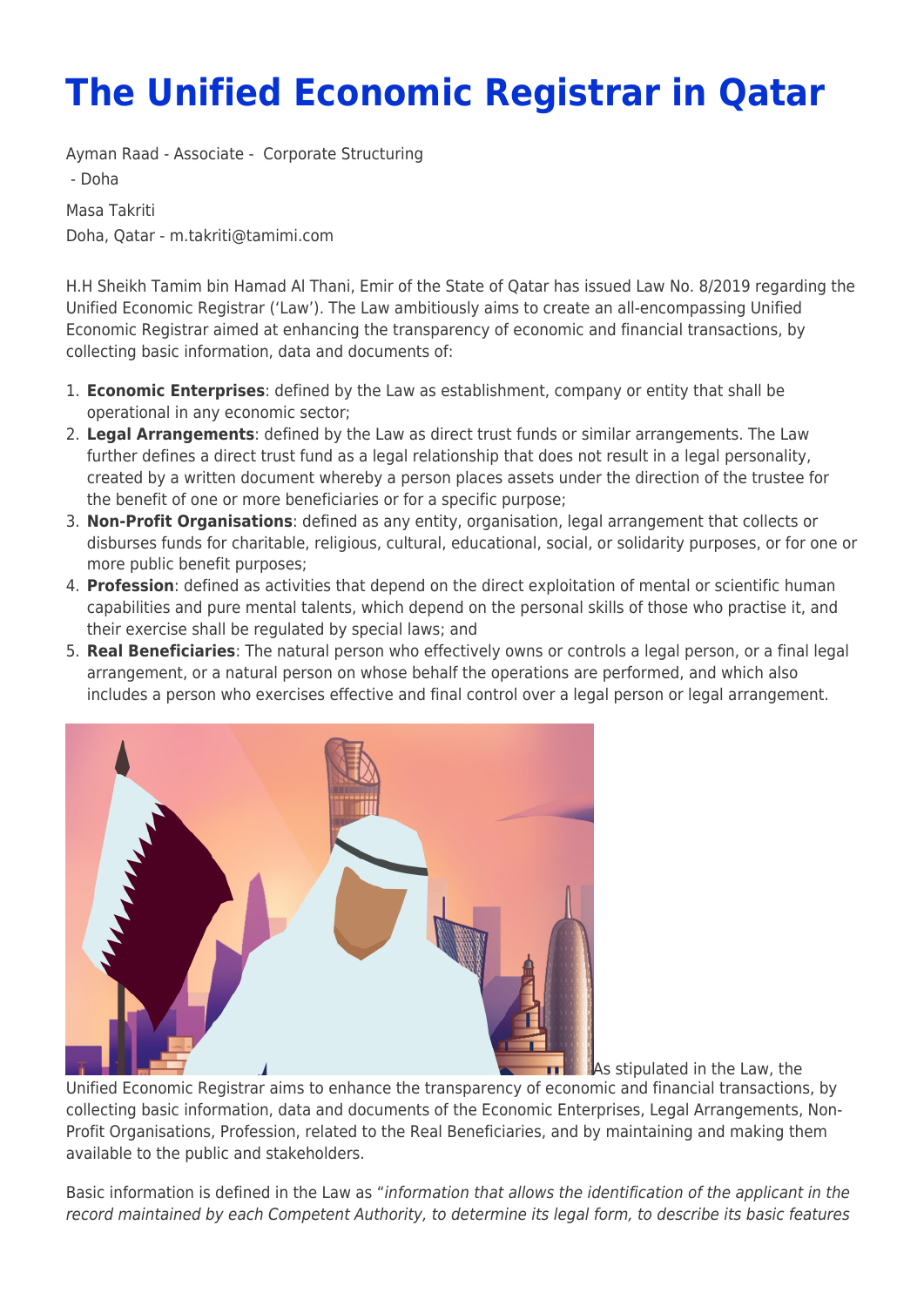# The Unified Economic Registrar in Qatar

Ayman Raad - Associate - Corporate Structuring
 - Doha

Masa Takriti
Doha, Qatar - m.takriti@tamimi.com

H.H Sheikh Tamim bin Hamad Al Thani, Emir of the State of Qatar has issued Law No. 8/2019 regarding the Unified Economic Registrar ('Law'). The Law ambitiously aims to create an all-encompassing Unified Economic Registrar aimed at enhancing the transparency of economic and financial transactions, by collecting basic information, data and documents of:

1. **Economic Enterprises**: defined by the Law as establishment, company or entity that shall be operational in any economic sector;
2. **Legal Arrangements**: defined by the Law as direct trust funds or similar arrangements. The Law further defines a direct trust fund as a legal relationship that does not result in a legal personality, created by a written document whereby a person places assets under the direction of the trustee for the benefit of one or more beneficiaries or for a specific purpose;
3. **Non-Profit Organisations**: defined as any entity, organisation, legal arrangement that collects or disburses funds for charitable, religious, cultural, educational, social, or solidarity purposes, or for one or more public benefit purposes;
4. **Profession**: defined as activities that depend on the direct exploitation of mental or scientific human capabilities and pure mental talents, which depend on the personal skills of those who practise it, and their exercise shall be regulated by special laws; and
5. **Real Beneficiaries**: The natural person who effectively owns or controls a legal person, or a final legal arrangement, or a natural person on whose behalf the operations are performed, and which also includes a person who exercises effective and final control over a legal person or legal arrangement.

As stipulated in the Law, the Unified Economic Registrar aims to enhance the transparency of economic and financial transactions, by collecting basic information, data and documents of the Economic Enterprises, Legal Arrangements, Non-Profit Organisations, Profession, related to the Real Beneficiaries, and by maintaining and making them available to the public and stakeholders.

Basic information is defined in the Law as "*information that allows the identification of the applicant in the record maintained by each Competent Authority, to determine its legal form, to describe its basic features*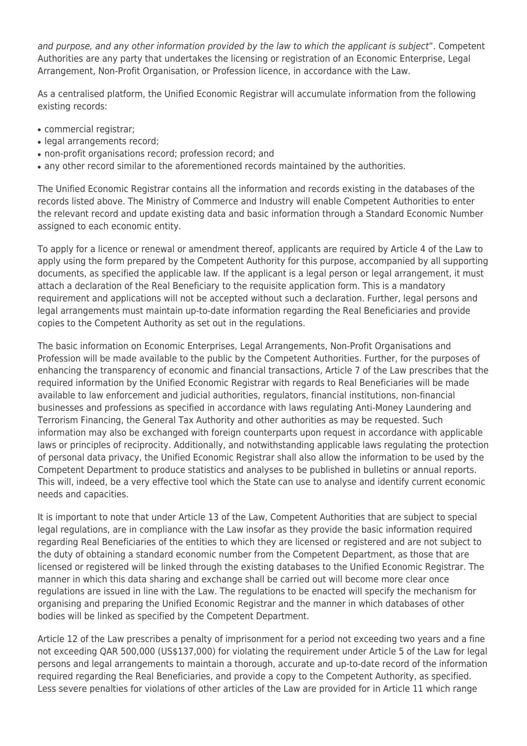*and purpose, and any other information provided by the law to which the applicant is subject*". Competent Authorities are any party that undertakes the licensing or registration of an Economic Enterprise, Legal Arrangement, Non-Profit Organisation, or Profession licence, in accordance with the Law.

As a centralised platform, the Unified Economic Registrar will accumulate information from the following existing records:

- commercial registrar;
- legal arrangements record;
- non-profit organisations record; profession record; and
- any other record similar to the aforementioned records maintained by the authorities.

The Unified Economic Registrar contains all the information and records existing in the databases of the records listed above. The Ministry of Commerce and Industry will enable Competent Authorities to enter the relevant record and update existing data and basic information through a Standard Economic Number assigned to each economic entity.

To apply for a licence or renewal or amendment thereof, applicants are required by Article 4 of the Law to apply using the form prepared by the Competent Authority for this purpose, accompanied by all supporting documents, as specified the applicable law. If the applicant is a legal person or legal arrangement, it must attach a declaration of the Real Beneficiary to the requisite application form. This is a mandatory requirement and applications will not be accepted without such a declaration. Further, legal persons and legal arrangements must maintain up-to-date information regarding the Real Beneficiaries and provide copies to the Competent Authority as set out in the regulations.

The basic information on Economic Enterprises, Legal Arrangements, Non-Profit Organisations and Profession will be made available to the public by the Competent Authorities. Further, for the purposes of enhancing the transparency of economic and financial transactions, Article 7 of the Law prescribes that the required information by the Unified Economic Registrar with regards to Real Beneficiaries will be made available to law enforcement and judicial authorities, regulators, financial institutions, non-financial businesses and professions as specified in accordance with laws regulating Anti-Money Laundering and Terrorism Financing, the General Tax Authority and other authorities as may be requested. Such information may also be exchanged with foreign counterparts upon request in accordance with applicable laws or principles of reciprocity. Additionally, and notwithstanding applicable laws regulating the protection of personal data privacy, the Unified Economic Registrar shall also allow the information to be used by the Competent Department to produce statistics and analyses to be published in bulletins or annual reports. This will, indeed, be a very effective tool which the State can use to analyse and identify current economic needs and capacities.

It is important to note that under Article 13 of the Law, Competent Authorities that are subject to special legal regulations, are in compliance with the Law insofar as they provide the basic information required regarding Real Beneficiaries of the entities to which they are licensed or registered and are not subject to the duty of obtaining a standard economic number from the Competent Department, as those that are licensed or registered will be linked through the existing databases to the Unified Economic Registrar. The manner in which this data sharing and exchange shall be carried out will become more clear once regulations are issued in line with the Law. The regulations to be enacted will specify the mechanism for organising and preparing the Unified Economic Registrar and the manner in which databases of other bodies will be linked as specified by the Competent Department.

Article 12 of the Law prescribes a penalty of imprisonment for a period not exceeding two years and a fine not exceeding QAR 500,000 (US$137,000) for violating the requirement under Article 5 of the Law for legal persons and legal arrangements to maintain a thorough, accurate and up-to-date record of the information required regarding the Real Beneficiaries, and provide a copy to the Competent Authority, as specified. Less severe penalties for violations of other articles of the Law are provided for in Article 11 which range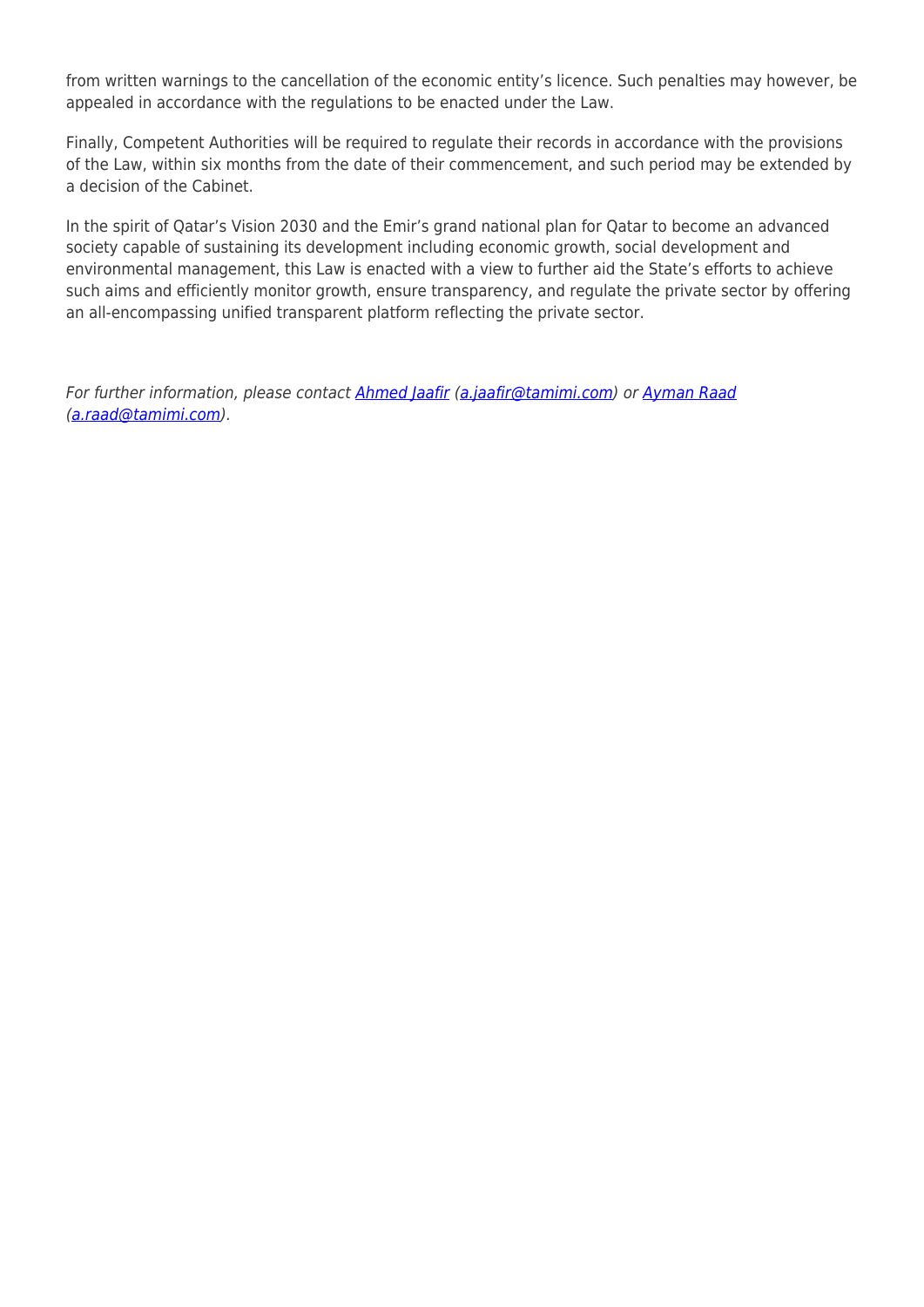from written warnings to the cancellation of the economic entity's licence. Such penalties may however, be appealed in accordance with the regulations to be enacted under the Law.

Finally, Competent Authorities will be required to regulate their records in accordance with the provisions of the Law, within six months from the date of their commencement, and such period may be extended by a decision of the Cabinet.

In the spirit of Qatar's Vision 2030 and the Emir's grand national plan for Qatar to become an advanced society capable of sustaining its development including economic growth, social development and environmental management, this Law is enacted with a view to further aid the State's efforts to achieve such aims and efficiently monitor growth, ensure transparency, and regulate the private sector by offering an all-encompassing unified transparent platform reflecting the private sector.

*For further information, please contact Ahmed Jaafir (a.jaafir@tamimi.com) or Ayman Raad (a.raad@tamimi.com).*